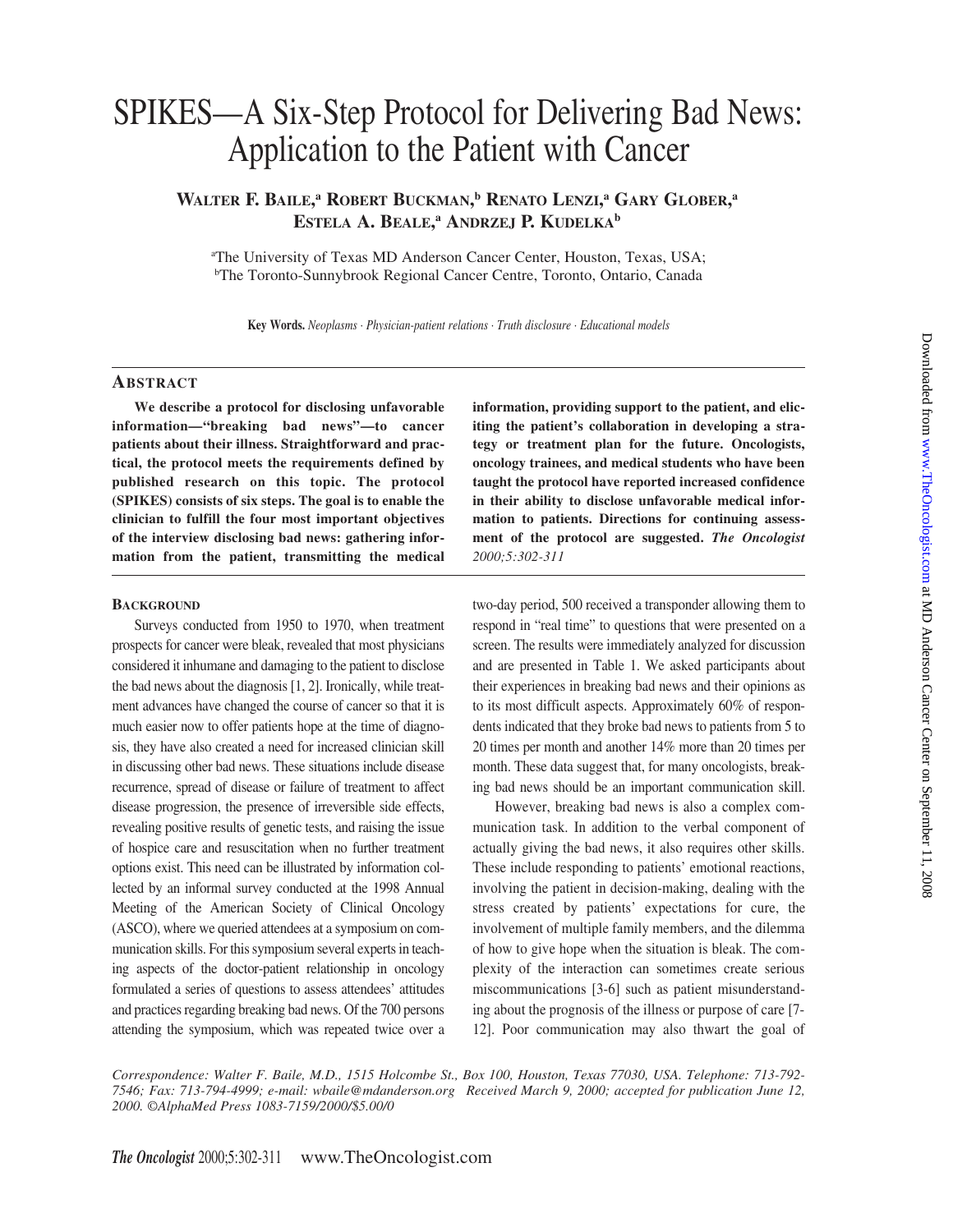# SPIKES—A Six-Step Protocol for Delivering Bad News: Application to the Patient with Cancer

**Walter F. Baile,[a] Robert Buckman,[b] Renato Lenzi,[a] Gary Glober,[a] Estela A. Beale,[a] Andrzej P. Kudelka[b]**

[a]The University of Texas MD Anderson Cancer Center, Houston, Texas, USA;
[b]The Toronto-Sunnybrook Regional Cancer Centre, Toronto, Ontario, Canada

**Key Words.** *Neoplasms · Physician-patient relations · Truth disclosure · Educational models*

## Abstract

**We describe a protocol for disclosing unfavorable information—"breaking bad news"—to cancer patients about their illness. Straightforward and practical, the protocol meets the requirements defined by published research on this topic. The protocol (SPIKES) consists of six steps. The goal is to enable the clinician to fulfill the four most important objectives of the interview disclosing bad news: gathering information from the patient, transmitting the medical information, providing support to the patient, and eliciting the patient's collaboration in developing a strategy or treatment plan for the future. Oncologists, oncology trainees, and medical students who have been taught the protocol have reported increased confidence in their ability to disclose unfavorable medical information to patients. Directions for continuing assessment of the protocol are suggested.** ***The Oncologist*** *2000;5:302-311*

## Background

Surveys conducted from 1950 to 1970, when treatment prospects for cancer were bleak, revealed that most physicians considered it inhumane and damaging to the patient to disclose the bad news about the diagnosis [1, 2]. Ironically, while treatment advances have changed the course of cancer so that it is much easier now to offer patients hope at the time of diagnosis, they have also created a need for increased clinician skill in discussing other bad news. These situations include disease recurrence, spread of disease or failure of treatment to affect disease progression, the presence of irreversible side effects, revealing positive results of genetic tests, and raising the issue of hospice care and resuscitation when no further treatment options exist. This need can be illustrated by information collected by an informal survey conducted at the 1998 Annual Meeting of the American Society of Clinical Oncology (ASCO), where we queried attendees at a symposium on communication skills. For this symposium several experts in teaching aspects of the doctor-patient relationship in oncology formulated a series of questions to assess attendees' attitudes and practices regarding breaking bad news. Of the 700 persons attending the symposium, which was repeated twice over a two-day period, 500 received a transponder allowing them to respond in "real time" to questions that were presented on a screen. The results were immediately analyzed for discussion and are presented in Table 1. We asked participants about their experiences in breaking bad news and their opinions as to its most difficult aspects. Approximately 60% of respondents indicated that they broke bad news to patients from 5 to 20 times per month and another 14% more than 20 times per month. These data suggest that, for many oncologists, breaking bad news should be an important communication skill.

However, breaking bad news is also a complex communication task. In addition to the verbal component of actually giving the bad news, it also requires other skills. These include responding to patients' emotional reactions, involving the patient in decision-making, dealing with the stress created by patients' expectations for cure, the involvement of multiple family members, and the dilemma of how to give hope when the situation is bleak. The complexity of the interaction can sometimes create serious miscommunications [3-6] such as patient misunderstanding about the prognosis of the illness or purpose of care [7-12]. Poor communication may also thwart the goal of

*Correspondence: Walter F. Baile, M.D., 1515 Holcombe St., Box 100, Houston, Texas 77030, USA. Telephone: 713-792-7546; Fax: 713-794-4999; e-mail: wbaile@mdanderson.org Received March 9, 2000; accepted for publication June 12, 2000. ©AlphaMed Press 1083-7159/2000/$5.00/0*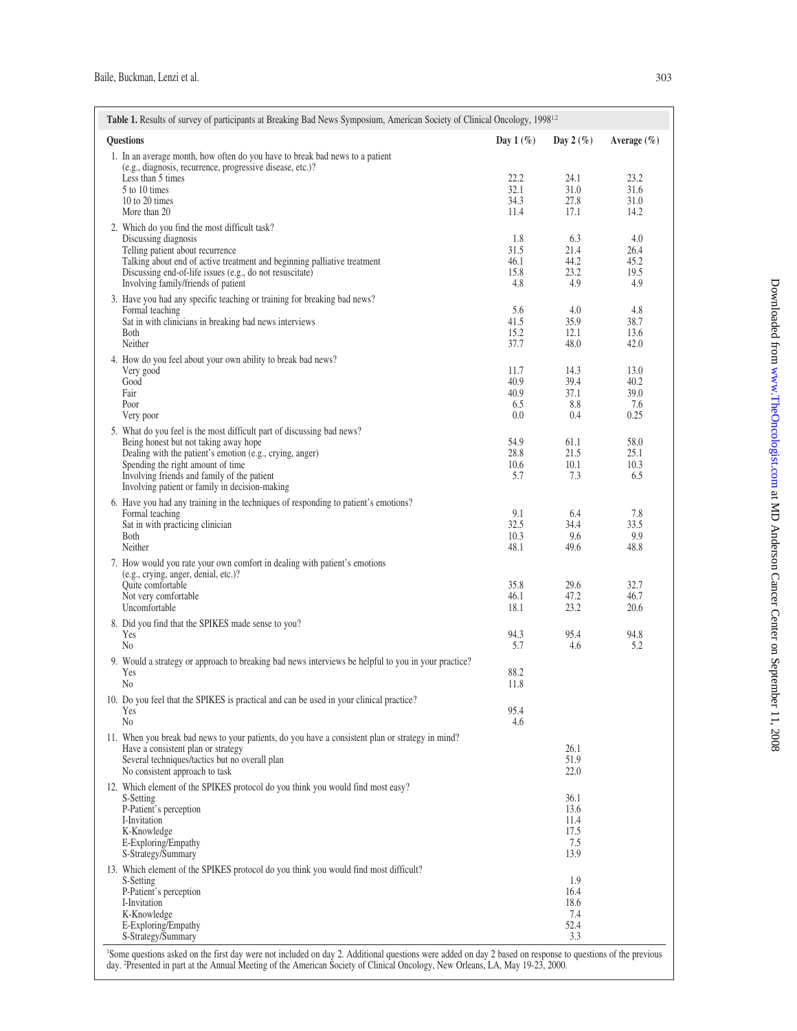**Table 1.** Results of survey of participants at Breaking Bad News Symposium, American Society of Clinical Oncology, 1998[1,2]

| Questions | Day 1 (%) | Day 2 (%) | Average (%) |
|---|---|---|---|
| 1. In an average month, how often do you have to break bad news to a patient (e.g., diagnosis, recurrence, progressive disease, etc.)? | | | |
| Less than 5 times | 22.2 | 24.1 | 23.2 |
| 5 to 10 times | 32.1 | 31.0 | 31.6 |
| 10 to 20 times | 34.3 | 27.8 | 31.0 |
| More than 20 | 11.4 | 17.1 | 14.2 |
| 2. Which do you find the most difficult task? | | | |
| Discussing diagnosis | 1.8 | 6.3 | 4.0 |
| Telling patient about recurrence | 31.5 | 21.4 | 26.4 |
| Talking about end of active treatment and beginning palliative treatment | 46.1 | 44.2 | 45.2 |
| Discussing end-of-life issues (e.g., do not resuscitate) | 15.8 | 23.2 | 19.5 |
| Involving family/friends of patient | 4.8 | 4.9 | 4.9 |
| 3. Have you had any specific teaching or training for breaking bad news? | | | |
| Formal teaching | 5.6 | 4.0 | 4.8 |
| Sat in with clinicians in breaking bad news interviews | 41.5 | 35.9 | 38.7 |
| Both | 15.2 | 12.1 | 13.6 |
| Neither | 37.7 | 48.0 | 42.0 |
| 4. How do you feel about your own ability to break bad news? | | | |
| Very good | 11.7 | 14.3 | 13.0 |
| Good | 40.9 | 39.4 | 40.2 |
| Fair | 40.9 | 37.1 | 39.0 |
| Poor | 6.5 | 8.8 | 7.6 |
| Very poor | 0.0 | 0.4 | 0.25 |
| 5. What do you feel is the most difficult part of discussing bad news? | | | |
| Being honest but not taking away hope | 54.9 | 61.1 | 58.0 |
| Dealing with the patient's emotion (e.g., crying, anger) | 28.8 | 21.5 | 25.1 |
| Spending the right amount of time | 10.6 | 10.1 | 10.3 |
| Involving friends and family of the patient | 5.7 | 7.3 | 6.5 |
| Involving patient or family in decision-making | | | |
| 6. Have you had any training in the techniques of responding to patient's emotions? | | | |
| Formal teaching | 9.1 | 6.4 | 7.8 |
| Sat in with practicing clinician | 32.5 | 34.4 | 33.5 |
| Both | 10.3 | 9.6 | 9.9 |
| Neither | 48.1 | 49.6 | 48.8 |
| 7. How would you rate your own comfort in dealing with patient's emotions (e.g., crying, anger, denial, etc.)? | | | |
| Quite comfortable | 35.8 | 29.6 | 32.7 |
| Not very comfortable | 46.1 | 47.2 | 46.7 |
| Uncomfortable | 18.1 | 23.2 | 20.6 |
| 8. Did you find that the SPIKES made sense to you? | | | |
| Yes | 94.3 | 95.4 | 94.8 |
| No | 5.7 | 4.6 | 5.2 |
| 9. Would a strategy or approach to breaking bad news interviews be helpful to you in your practice? | | | |
| Yes | 88.2 | | |
| No | 11.8 | | |
| 10. Do you feel that the SPIKES is practical and can be used in your clinical practice? | | | |
| Yes | 95.4 | | |
| No | 4.6 | | |
| 11. When you break bad news to your patients, do you have a consistent plan or strategy in mind? | | | |
| Have a consistent plan or strategy | | 26.1 | |
| Several techniques/tactics but no overall plan | | 51.9 | |
| No consistent approach to task | | 22.0 | |
| 12. Which element of the SPIKES protocol do you think you would find most easy? | | | |
| S-Setting | | 36.1 | |
| P-Patient's perception | | 13.6 | |
| I-Invitation | | 11.4 | |
| K-Knowledge | | 17.5 | |
| E-Exploring/Empathy | | 7.5 | |
| S-Strategy/Summary | | 13.9 | |
| 13. Which element of the SPIKES protocol do you think you would find most difficult? | | | |
| S-Setting | | 1.9 | |
| P-Patient's perception | | 16.4 | |
| I-Invitation | | 18.6 | |
| K-Knowledge | | 7.4 | |
| E-Exploring/Empathy | | 52.4 | |
| S-Strategy/Summary | | 3.3 | |

[1]Some questions asked on the first day were not included on day 2. Additional questions were added on day 2 based on response to questions of the previous day. [2]Presented in part at the Annual Meeting of the American Society of Clinical Oncology, New Orleans, LA, May 19-23, 2000.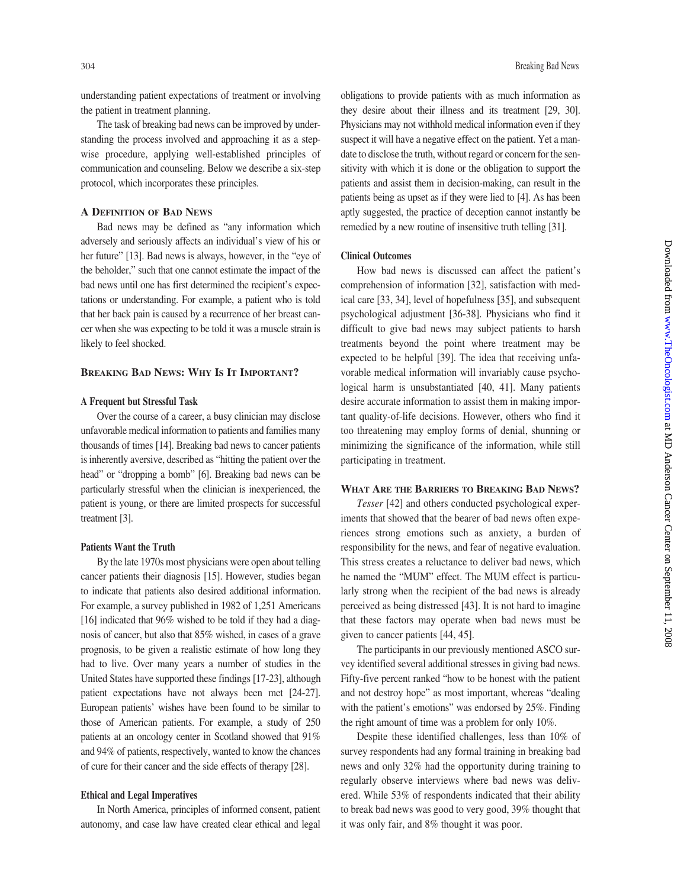understanding patient expectations of treatment or involving the patient in treatment planning.

The task of breaking bad news can be improved by understanding the process involved and approaching it as a stepwise procedure, applying well-established principles of communication and counseling. Below we describe a six-step protocol, which incorporates these principles.

## A Definition of Bad News

Bad news may be defined as "any information which adversely and seriously affects an individual's view of his or her future" [13]. Bad news is always, however, in the "eye of the beholder," such that one cannot estimate the impact of the bad news until one has first determined the recipient's expectations or understanding. For example, a patient who is told that her back pain is caused by a recurrence of her breast cancer when she was expecting to be told it was a muscle strain is likely to feel shocked.

## Breaking Bad News: Why Is It Important?

### A Frequent but Stressful Task

Over the course of a career, a busy clinician may disclose unfavorable medical information to patients and families many thousands of times [14]. Breaking bad news to cancer patients is inherently aversive, described as "hitting the patient over the head" or "dropping a bomb" [6]. Breaking bad news can be particularly stressful when the clinician is inexperienced, the patient is young, or there are limited prospects for successful treatment [3].

### Patients Want the Truth

By the late 1970s most physicians were open about telling cancer patients their diagnosis [15]. However, studies began to indicate that patients also desired additional information. For example, a survey published in 1982 of 1,251 Americans [16] indicated that 96% wished to be told if they had a diagnosis of cancer, but also that 85% wished, in cases of a grave prognosis, to be given a realistic estimate of how long they had to live. Over many years a number of studies in the United States have supported these findings [17-23], although patient expectations have not always been met [24-27]. European patients' wishes have been found to be similar to those of American patients. For example, a study of 250 patients at an oncology center in Scotland showed that 91% and 94% of patients, respectively, wanted to know the chances of cure for their cancer and the side effects of therapy [28].

### Ethical and Legal Imperatives

In North America, principles of informed consent, patient autonomy, and case law have created clear ethical and legal obligations to provide patients with as much information as they desire about their illness and its treatment [29, 30]. Physicians may not withhold medical information even if they suspect it will have a negative effect on the patient. Yet a mandate to disclose the truth, without regard or concern for the sensitivity with which it is done or the obligation to support the patients and assist them in decision-making, can result in the patients being as upset as if they were lied to [4]. As has been aptly suggested, the practice of deception cannot instantly be remedied by a new routine of insensitive truth telling [31].

### Clinical Outcomes

How bad news is discussed can affect the patient's comprehension of information [32], satisfaction with medical care [33, 34], level of hopefulness [35], and subsequent psychological adjustment [36-38]. Physicians who find it difficult to give bad news may subject patients to harsh treatments beyond the point where treatment may be expected to be helpful [39]. The idea that receiving unfavorable medical information will invariably cause psychological harm is unsubstantiated [40, 41]. Many patients desire accurate information to assist them in making important quality-of-life decisions. However, others who find it too threatening may employ forms of denial, shunning or minimizing the significance of the information, while still participating in treatment.

## What Are the Barriers to Breaking Bad News?

*Tesser* [42] and others conducted psychological experiments that showed that the bearer of bad news often experiences strong emotions such as anxiety, a burden of responsibility for the news, and fear of negative evaluation. This stress creates a reluctance to deliver bad news, which he named the "MUM" effect. The MUM effect is particularly strong when the recipient of the bad news is already perceived as being distressed [43]. It is not hard to imagine that these factors may operate when bad news must be given to cancer patients [44, 45].

The participants in our previously mentioned ASCO survey identified several additional stresses in giving bad news. Fifty-five percent ranked "how to be honest with the patient and not destroy hope" as most important, whereas "dealing with the patient's emotions" was endorsed by 25%. Finding the right amount of time was a problem for only 10%.

Despite these identified challenges, less than 10% of survey respondents had any formal training in breaking bad news and only 32% had the opportunity during training to regularly observe interviews where bad news was delivered. While 53% of respondents indicated that their ability to break bad news was good to very good, 39% thought that it was only fair, and 8% thought it was poor.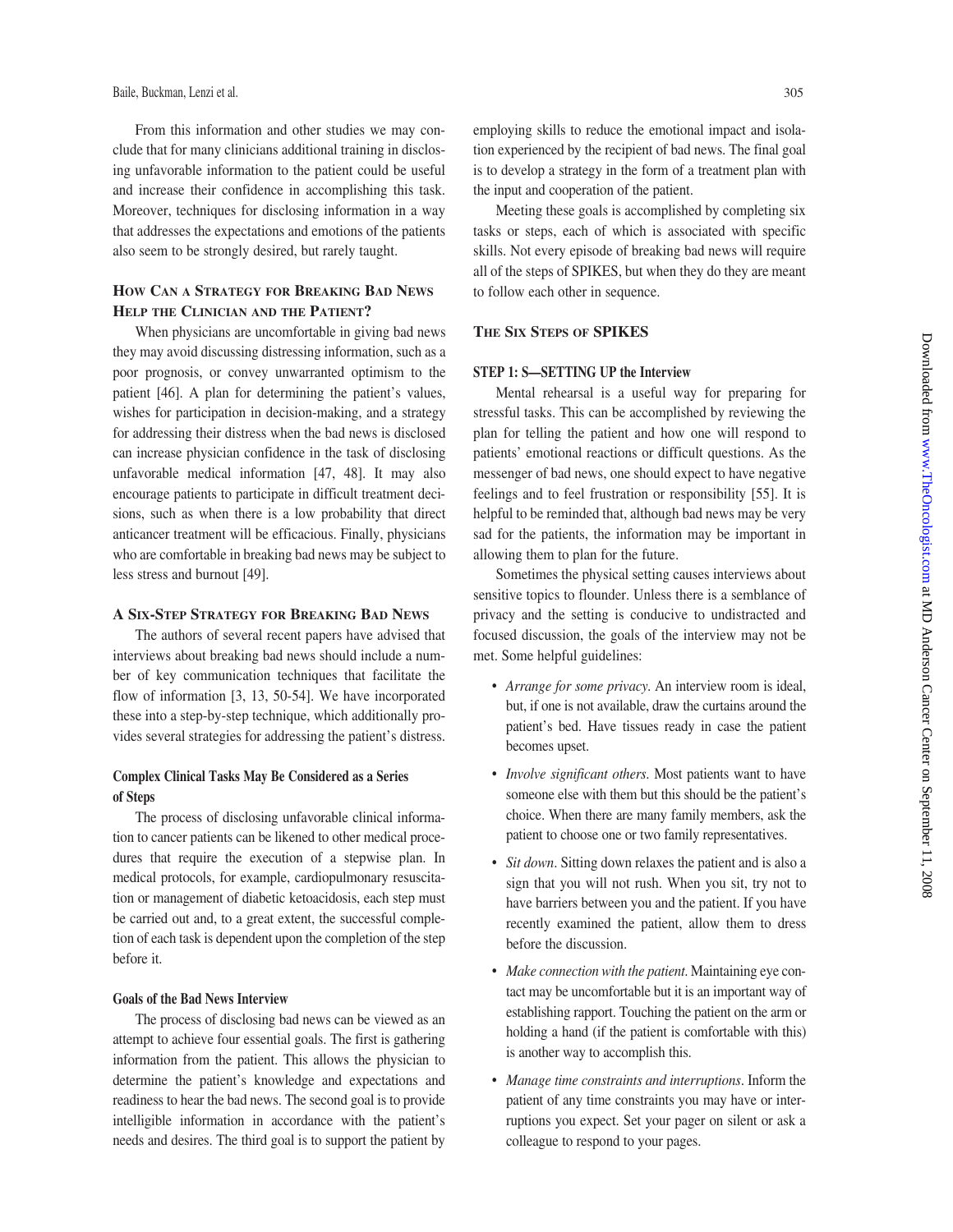From this information and other studies we may conclude that for many clinicians additional training in disclosing unfavorable information to the patient could be useful and increase their confidence in accomplishing this task. Moreover, techniques for disclosing information in a way that addresses the expectations and emotions of the patients also seem to be strongly desired, but rarely taught.

## How Can a Strategy for Breaking Bad News Help the Clinician and the Patient?

When physicians are uncomfortable in giving bad news they may avoid discussing distressing information, such as a poor prognosis, or convey unwarranted optimism to the patient [46]. A plan for determining the patient's values, wishes for participation in decision-making, and a strategy for addressing their distress when the bad news is disclosed can increase physician confidence in the task of disclosing unfavorable medical information [47, 48]. It may also encourage patients to participate in difficult treatment decisions, such as when there is a low probability that direct anticancer treatment will be efficacious. Finally, physicians who are comfortable in breaking bad news may be subject to less stress and burnout [49].

## A Six-Step Strategy for Breaking Bad News

The authors of several recent papers have advised that interviews about breaking bad news should include a number of key communication techniques that facilitate the flow of information [3, 13, 50-54]. We have incorporated these into a step-by-step technique, which additionally provides several strategies for addressing the patient's distress.

### Complex Clinical Tasks May Be Considered as a Series of Steps

The process of disclosing unfavorable clinical information to cancer patients can be likened to other medical procedures that require the execution of a stepwise plan. In medical protocols, for example, cardiopulmonary resuscitation or management of diabetic ketoacidosis, each step must be carried out and, to a great extent, the successful completion of each task is dependent upon the completion of the step before it.

### Goals of the Bad News Interview

The process of disclosing bad news can be viewed as an attempt to achieve four essential goals. The first is gathering information from the patient. This allows the physician to determine the patient's knowledge and expectations and readiness to hear the bad news. The second goal is to provide intelligible information in accordance with the patient's needs and desires. The third goal is to support the patient by employing skills to reduce the emotional impact and isolation experienced by the recipient of bad news. The final goal is to develop a strategy in the form of a treatment plan with the input and cooperation of the patient.

Meeting these goals is accomplished by completing six tasks or steps, each of which is associated with specific skills. Not every episode of breaking bad news will require all of the steps of SPIKES, but when they do they are meant to follow each other in sequence.

## The Six Steps of SPIKES

### STEP 1: S—SETTING UP the Interview

Mental rehearsal is a useful way for preparing for stressful tasks. This can be accomplished by reviewing the plan for telling the patient and how one will respond to patients' emotional reactions or difficult questions. As the messenger of bad news, one should expect to have negative feelings and to feel frustration or responsibility [55]. It is helpful to be reminded that, although bad news may be very sad for the patients, the information may be important in allowing them to plan for the future.

Sometimes the physical setting causes interviews about sensitive topics to flounder. Unless there is a semblance of privacy and the setting is conducive to undistracted and focused discussion, the goals of the interview may not be met. Some helpful guidelines:

- *Arrange for some privacy*. An interview room is ideal, but, if one is not available, draw the curtains around the patient's bed. Have tissues ready in case the patient becomes upset.
- *Involve significant others*. Most patients want to have someone else with them but this should be the patient's choice. When there are many family members, ask the patient to choose one or two family representatives.
- *Sit down*. Sitting down relaxes the patient and is also a sign that you will not rush. When you sit, try not to have barriers between you and the patient. If you have recently examined the patient, allow them to dress before the discussion.
- *Make connection with the patient*. Maintaining eye contact may be uncomfortable but it is an important way of establishing rapport. Touching the patient on the arm or holding a hand (if the patient is comfortable with this) is another way to accomplish this.
- *Manage time constraints and interruptions*. Inform the patient of any time constraints you may have or interruptions you expect. Set your pager on silent or ask a colleague to respond to your pages.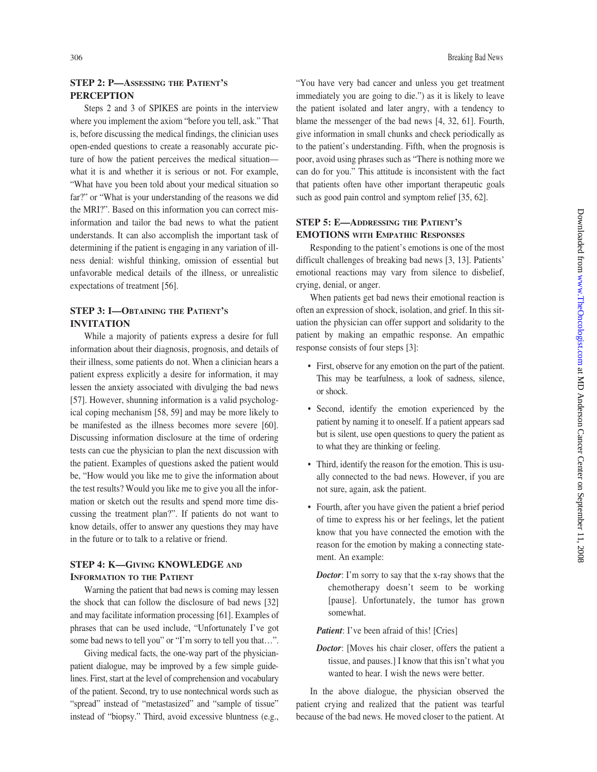### STEP 2: P—ASSESSING THE PATIENT'S PERCEPTION

Steps 2 and 3 of SPIKES are points in the interview where you implement the axiom "before you tell, ask." That is, before discussing the medical findings, the clinician uses open-ended questions to create a reasonably accurate picture of how the patient perceives the medical situation—what it is and whether it is serious or not. For example, "What have you been told about your medical situation so far?" or "What is your understanding of the reasons we did the MRI?". Based on this information you can correct misinformation and tailor the bad news to what the patient understands. It can also accomplish the important task of determining if the patient is engaging in any variation of illness denial: wishful thinking, omission of essential but unfavorable medical details of the illness, or unrealistic expectations of treatment [56].

### STEP 3: I—OBTAINING THE PATIENT'S INVITATION

While a majority of patients express a desire for full information about their diagnosis, prognosis, and details of their illness, some patients do not. When a clinician hears a patient express explicitly a desire for information, it may lessen the anxiety associated with divulging the bad news [57]. However, shunning information is a valid psychological coping mechanism [58, 59] and may be more likely to be manifested as the illness becomes more severe [60]. Discussing information disclosure at the time of ordering tests can cue the physician to plan the next discussion with the patient. Examples of questions asked the patient would be, "How would you like me to give the information about the test results? Would you like me to give you all the information or sketch out the results and spend more time discussing the treatment plan?". If patients do not want to know details, offer to answer any questions they may have in the future or to talk to a relative or friend.

### STEP 4: K—GIVING KNOWLEDGE AND INFORMATION TO THE PATIENT

Warning the patient that bad news is coming may lessen the shock that can follow the disclosure of bad news [32] and may facilitate information processing [61]. Examples of phrases that can be used include, "Unfortunately I've got some bad news to tell you" or "I'm sorry to tell you that…".

Giving medical facts, the one-way part of the physician-patient dialogue, may be improved by a few simple guidelines. First, start at the level of comprehension and vocabulary of the patient. Second, try to use nontechnical words such as "spread" instead of "metastasized" and "sample of tissue" instead of "biopsy." Third, avoid excessive bluntness (e.g., "You have very bad cancer and unless you get treatment immediately you are going to die.") as it is likely to leave the patient isolated and later angry, with a tendency to blame the messenger of the bad news [4, 32, 61]. Fourth, give information in small chunks and check periodically as to the patient's understanding. Fifth, when the prognosis is poor, avoid using phrases such as "There is nothing more we can do for you." This attitude is inconsistent with the fact that patients often have other important therapeutic goals such as good pain control and symptom relief [35, 62].

### STEP 5: E—ADDRESSING THE PATIENT'S EMOTIONS WITH EMPATHIC RESPONSES

Responding to the patient's emotions is one of the most difficult challenges of breaking bad news [3, 13]. Patients' emotional reactions may vary from silence to disbelief, crying, denial, or anger.

When patients get bad news their emotional reaction is often an expression of shock, isolation, and grief. In this situation the physician can offer support and solidarity to the patient by making an empathic response. An empathic response consists of four steps [3]:

- First, observe for any emotion on the part of the patient. This may be tearfulness, a look of sadness, silence, or shock.
- Second, identify the emotion experienced by the patient by naming it to oneself. If a patient appears sad but is silent, use open questions to query the patient as to what they are thinking or feeling.
- Third, identify the reason for the emotion. This is usually connected to the bad news. However, if you are not sure, again, ask the patient.
- Fourth, after you have given the patient a brief period of time to express his or her feelings, let the patient know that you have connected the emotion with the reason for the emotion by making a connecting statement. An example:

    *Doctor*: I'm sorry to say that the x-ray shows that the chemotherapy doesn't seem to be working [pause]. Unfortunately, the tumor has grown somewhat.

    *Patient*: I've been afraid of this! [Cries]

    *Doctor*: [Moves his chair closer, offers the patient a tissue, and pauses.] I know that this isn't what you wanted to hear. I wish the news were better.

In the above dialogue, the physician observed the patient crying and realized that the patient was tearful because of the bad news. He moved closer to the patient. At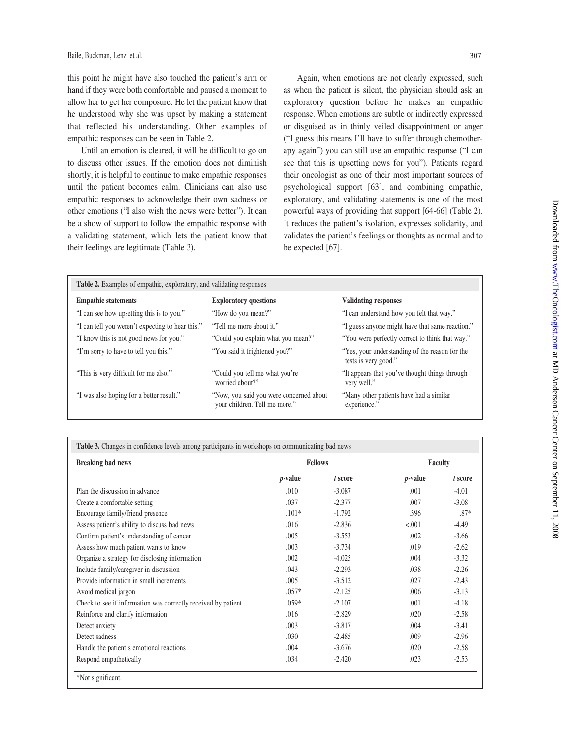this point he might have also touched the patient's arm or hand if they were both comfortable and paused a moment to allow her to get her composure. He let the patient know that he understood why she was upset by making a statement that reflected his understanding. Other examples of empathic responses can be seen in Table 2.

Until an emotion is cleared, it will be difficult to go on to discuss other issues. If the emotion does not diminish shortly, it is helpful to continue to make empathic responses until the patient becomes calm. Clinicians can also use empathic responses to acknowledge their own sadness or other emotions ("I also wish the news were better"). It can be a show of support to follow the empathic response with a validating statement, which lets the patient know that their feelings are legitimate (Table 3).

Again, when emotions are not clearly expressed, such as when the patient is silent, the physician should ask an exploratory question before he makes an empathic response. When emotions are subtle or indirectly expressed or disguised as in thinly veiled disappointment or anger ("I guess this means I'll have to suffer through chemotherapy again") you can still use an empathic response ("I can see that this is upsetting news for you"). Patients regard their oncologist as one of their most important sources of psychological support [63], and combining empathic, exploratory, and validating statements is one of the most powerful ways of providing that support [64-66] (Table 2). It reduces the patient's isolation, expresses solidarity, and validates the patient's feelings or thoughts as normal and to be expected [67].

**Table 2.** Examples of empathic, exploratory, and validating responses

| Empathic statements | Exploratory questions | Validating responses |
|---|---|---|
| "I can see how upsetting this is to you." | "How do you mean?" | "I can understand how you felt that way." |
| "I can tell you weren't expecting to hear this." | "Tell me more about it." | "I guess anyone might have that same reaction." |
| "I know this is not good news for you." | "Could you explain what you mean?" | "You were perfectly correct to think that way." |
| "I'm sorry to have to tell you this." | "You said it frightened you?" | "Yes, your understanding of the reason for the tests is very good." |
| "This is very difficult for me also." | "Could you tell me what you're worried about?" | "It appears that you've thought things through very well." |
| "I was also hoping for a better result." | "Now, you said you were concerned about your children. Tell me more." | "Many other patients have had a similar experience." |

**Table 3.** Changes in confidence levels among participants in workshops on communicating bad news

| Breaking bad news | Fellows | | Faculty | |
|---|---|---|---|---|
| | *p*-value | *t* score | *p*-value | *t* score |
| Plan the discussion in advance | .010 | -3.087 | .001 | -4.01 |
| Create a comfortable setting | .037 | -2.377 | .007 | -3.08 |
| Encourage family/friend presence | .101* | -1.792 | .396 | .87* |
| Assess patient's ability to discuss bad news | .016 | -2.836 | <.001 | -4.49 |
| Confirm patient's understanding of cancer | .005 | -3.553 | .002 | -3.66 |
| Assess how much patient wants to know | .003 | -3.734 | .019 | -2.62 |
| Organize a strategy for disclosing information | .002 | -4.025 | .004 | -3.32 |
| Include family/caregiver in discussion | .043 | -2.293 | .038 | -2.26 |
| Provide information in small increments | .005 | -3.512 | .027 | -2.43 |
| Avoid medical jargon | .057* | -2.125 | .006 | -3.13 |
| Check to see if information was correctly received by patient | .059* | -2.107 | .001 | -4.18 |
| Reinforce and clarify information | .016 | -2.829 | .020 | -2.58 |
| Detect anxiety | .003 | -3.817 | .004 | -3.41 |
| Detect sadness | .030 | -2.485 | .009 | -2.96 |
| Handle the patient's emotional reactions | .004 | -3.676 | .020 | -2.58 |
| Respond empathetically | .034 | -2.420 | .023 | -2.53 |

*Not significant.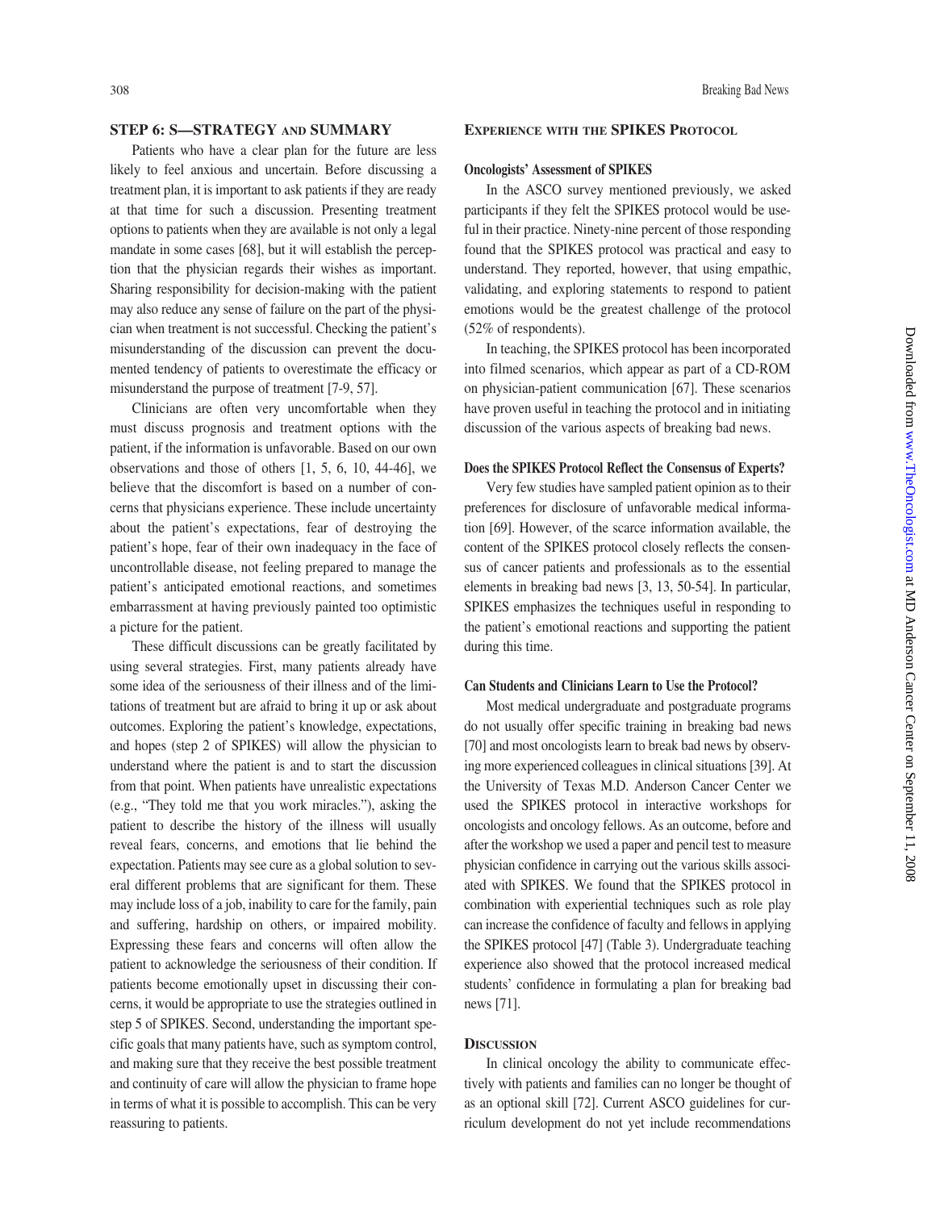### STEP 6: S—STRATEGY AND SUMMARY

Patients who have a clear plan for the future are less likely to feel anxious and uncertain. Before discussing a treatment plan, it is important to ask patients if they are ready at that time for such a discussion. Presenting treatment options to patients when they are available is not only a legal mandate in some cases [68], but it will establish the perception that the physician regards their wishes as important. Sharing responsibility for decision-making with the patient may also reduce any sense of failure on the part of the physician when treatment is not successful. Checking the patient's misunderstanding of the discussion can prevent the documented tendency of patients to overestimate the efficacy or misunderstand the purpose of treatment [7-9, 57].

Clinicians are often very uncomfortable when they must discuss prognosis and treatment options with the patient, if the information is unfavorable. Based on our own observations and those of others [1, 5, 6, 10, 44-46], we believe that the discomfort is based on a number of concerns that physicians experience. These include uncertainty about the patient's expectations, fear of destroying the patient's hope, fear of their own inadequacy in the face of uncontrollable disease, not feeling prepared to manage the patient's anticipated emotional reactions, and sometimes embarrassment at having previously painted too optimistic a picture for the patient.

These difficult discussions can be greatly facilitated by using several strategies. First, many patients already have some idea of the seriousness of their illness and of the limitations of treatment but are afraid to bring it up or ask about outcomes. Exploring the patient's knowledge, expectations, and hopes (step 2 of SPIKES) will allow the physician to understand where the patient is and to start the discussion from that point. When patients have unrealistic expectations (e.g., "They told me that you work miracles."), asking the patient to describe the history of the illness will usually reveal fears, concerns, and emotions that lie behind the expectation. Patients may see cure as a global solution to several different problems that are significant for them. These may include loss of a job, inability to care for the family, pain and suffering, hardship on others, or impaired mobility. Expressing these fears and concerns will often allow the patient to acknowledge the seriousness of their condition. If patients become emotionally upset in discussing their concerns, it would be appropriate to use the strategies outlined in step 5 of SPIKES. Second, understanding the important specific goals that many patients have, such as symptom control, and making sure that they receive the best possible treatment and continuity of care will allow the physician to frame hope in terms of what it is possible to accomplish. This can be very reassuring to patients.

## EXPERIENCE WITH THE SPIKES PROTOCOL

### Oncologists' Assessment of SPIKES

In the ASCO survey mentioned previously, we asked participants if they felt the SPIKES protocol would be useful in their practice. Ninety-nine percent of those responding found that the SPIKES protocol was practical and easy to understand. They reported, however, that using empathic, validating, and exploring statements to respond to patient emotions would be the greatest challenge of the protocol (52% of respondents).

In teaching, the SPIKES protocol has been incorporated into filmed scenarios, which appear as part of a CD-ROM on physician-patient communication [67]. These scenarios have proven useful in teaching the protocol and in initiating discussion of the various aspects of breaking bad news.

### Does the SPIKES Protocol Reflect the Consensus of Experts?

Very few studies have sampled patient opinion as to their preferences for disclosure of unfavorable medical information [69]. However, of the scarce information available, the content of the SPIKES protocol closely reflects the consensus of cancer patients and professionals as to the essential elements in breaking bad news [3, 13, 50-54]. In particular, SPIKES emphasizes the techniques useful in responding to the patient's emotional reactions and supporting the patient during this time.

### Can Students and Clinicians Learn to Use the Protocol?

Most medical undergraduate and postgraduate programs do not usually offer specific training in breaking bad news [70] and most oncologists learn to break bad news by observing more experienced colleagues in clinical situations [39]. At the University of Texas M.D. Anderson Cancer Center we used the SPIKES protocol in interactive workshops for oncologists and oncology fellows. As an outcome, before and after the workshop we used a paper and pencil test to measure physician confidence in carrying out the various skills associated with SPIKES. We found that the SPIKES protocol in combination with experiential techniques such as role play can increase the confidence of faculty and fellows in applying the SPIKES protocol [47] (Table 3). Undergraduate teaching experience also showed that the protocol increased medical students' confidence in formulating a plan for breaking bad news [71].

## DISCUSSION

In clinical oncology the ability to communicate effectively with patients and families can no longer be thought of as an optional skill [72]. Current ASCO guidelines for curriculum development do not yet include recommendations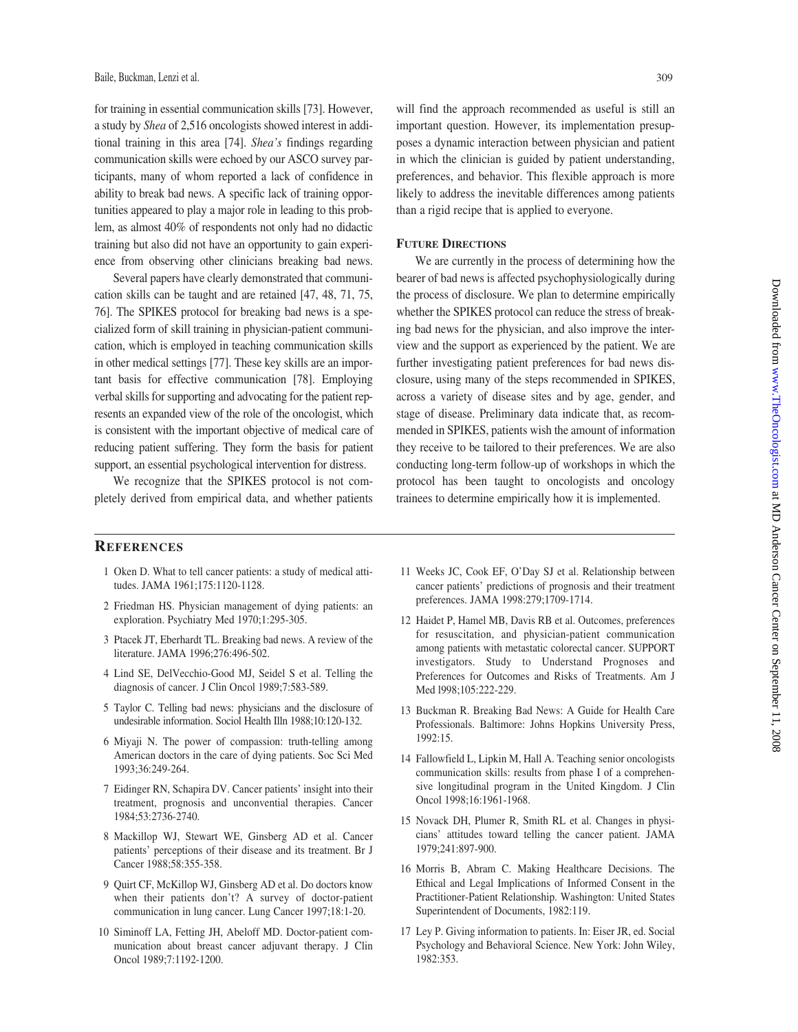for training in essential communication skills [73]. However, a study by *Shea* of 2,516 oncologists showed interest in additional training in this area [74]. *Shea's* findings regarding communication skills were echoed by our ASCO survey participants, many of whom reported a lack of confidence in ability to break bad news. A specific lack of training opportunities appeared to play a major role in leading to this problem, as almost 40% of respondents not only had no didactic training but also did not have an opportunity to gain experience from observing other clinicians breaking bad news.

Several papers have clearly demonstrated that communication skills can be taught and are retained [47, 48, 71, 75, 76]. The SPIKES protocol for breaking bad news is a specialized form of skill training in physician-patient communication, which is employed in teaching communication skills in other medical settings [77]. These key skills are an important basis for effective communication [78]. Employing verbal skills for supporting and advocating for the patient represents an expanded view of the role of the oncologist, which is consistent with the important objective of medical care of reducing patient suffering. They form the basis for patient support, an essential psychological intervention for distress.

We recognize that the SPIKES protocol is not completely derived from empirical data, and whether patients will find the approach recommended as useful is still an important question. However, its implementation presupposes a dynamic interaction between physician and patient in which the clinician is guided by patient understanding, preferences, and behavior. This flexible approach is more likely to address the inevitable differences among patients than a rigid recipe that is applied to everyone.

## Future Directions

We are currently in the process of determining how the bearer of bad news is affected psychophysiologically during the process of disclosure. We plan to determine empirically whether the SPIKES protocol can reduce the stress of breaking bad news for the physician, and also improve the interview and the support as experienced by the patient. We are further investigating patient preferences for bad news disclosure, using many of the steps recommended in SPIKES, across a variety of disease sites and by age, gender, and stage of disease. Preliminary data indicate that, as recommended in SPIKES, patients wish the amount of information they receive to be tailored to their preferences. We are also conducting long-term follow-up of workshops in which the protocol has been taught to oncologists and oncology trainees to determine empirically how it is implemented.

## References

1 Oken D. What to tell cancer patients: a study of medical attitudes. JAMA 1961;175:1120-1128.

2 Friedman HS. Physician management of dying patients: an exploration. Psychiatry Med 1970;1:295-305.

3 Ptacek JT, Eberhardt TL. Breaking bad news. A review of the literature. JAMA 1996;276:496-502.

4 Lind SE, DelVecchio-Good MJ, Seidel S et al. Telling the diagnosis of cancer. J Clin Oncol 1989;7:583-589.

5 Taylor C. Telling bad news: physicians and the disclosure of undesirable information. Sociol Health Illn 1988;10:120-132.

6 Miyaji N. The power of compassion: truth-telling among American doctors in the care of dying patients. Soc Sci Med 1993;36:249-264.

7 Eidinger RN, Schapira DV. Cancer patients' insight into their treatment, prognosis and unconventional therapies. Cancer 1984;53:2736-2740.

8 Mackillop WJ, Stewart WE, Ginsberg AD et al. Cancer patients' perceptions of their disease and its treatment. Br J Cancer 1988;58:355-358.

9 Quirt CF, McKillop WJ, Ginsberg AD et al. Do doctors know when their patients don't? A survey of doctor-patient communication in lung cancer. Lung Cancer 1997;18:1-20.

10 Siminoff LA, Fetting JH, Abeloff MD. Doctor-patient communication about breast cancer adjuvant therapy. J Clin Oncol 1989;7:1192-1200.

11 Weeks JC, Cook EF, O'Day SJ et al. Relationship between cancer patients' predictions of prognosis and their treatment preferences. JAMA 1998:279;1709-1714.

12 Haidet P, Hamel MB, Davis RB et al. Outcomes, preferences for resuscitation, and physician-patient communication among patients with metastatic colorectal cancer. SUPPORT investigators. Study to Understand Prognoses and Preferences for Outcomes and Risks of Treatments. Am J Med l998;105:222-229.

13 Buckman R. Breaking Bad News: A Guide for Health Care Professionals. Baltimore: Johns Hopkins University Press, 1992:15.

14 Fallowfield L, Lipkin M, Hall A. Teaching senior oncologists communication skills: results from phase I of a comprehensive longitudinal program in the United Kingdom. J Clin Oncol 1998;16:1961-1968.

15 Novack DH, Plumer R, Smith RL et al. Changes in physicians' attitudes toward telling the cancer patient. JAMA 1979;241:897-900.

16 Morris B, Abram C. Making Healthcare Decisions. The Ethical and Legal Implications of Informed Consent in the Practitioner-Patient Relationship. Washington: United States Superintendent of Documents, 1982:119.

17 Ley P. Giving information to patients. In: Eiser JR, ed. Social Psychology and Behavioral Science. New York: John Wiley, 1982:353.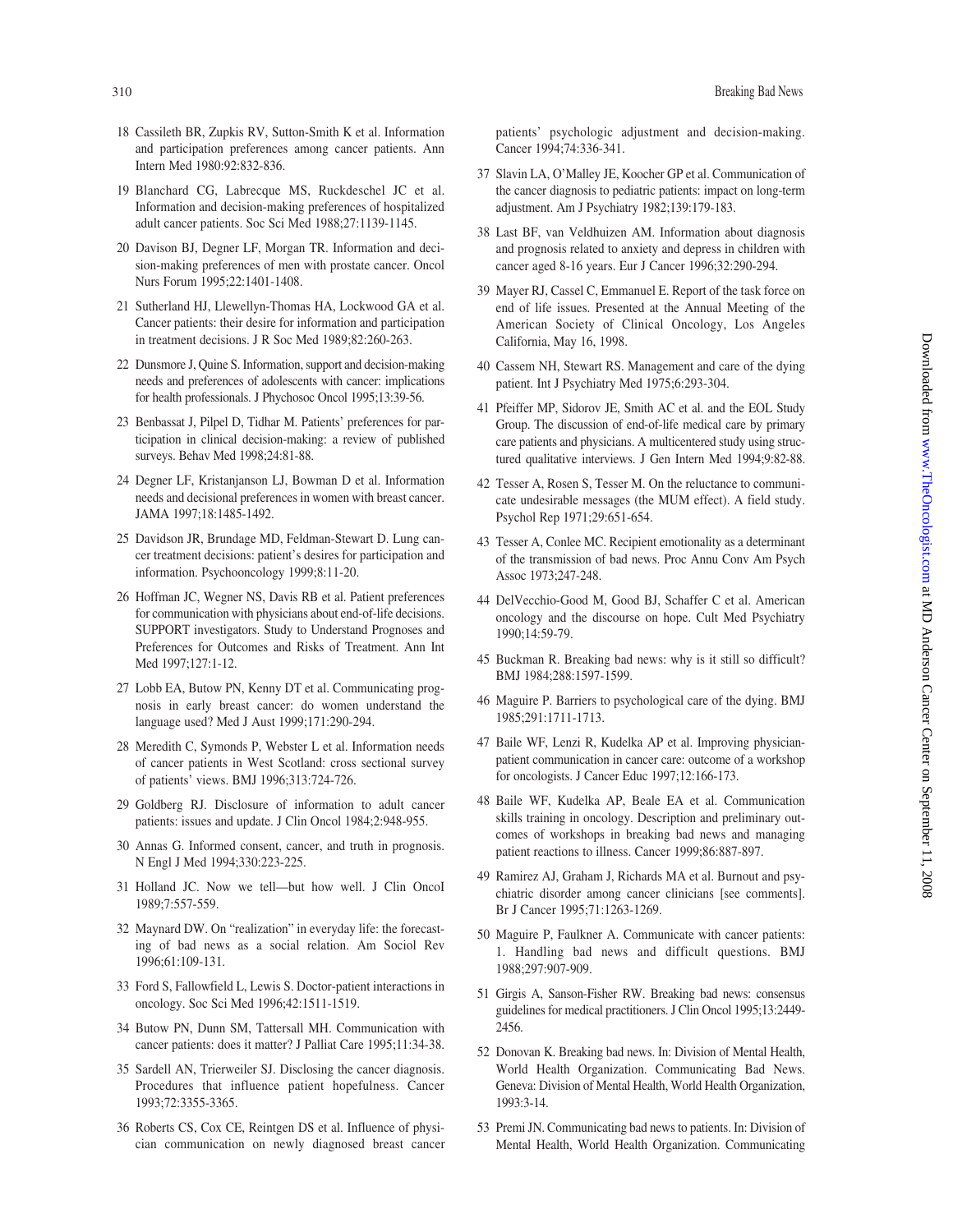18 Cassileth BR, Zupkis RV, Sutton-Smith K et al. Information and participation preferences among cancer patients. Ann Intern Med 1980:92:832-836.

19 Blanchard CG, Labrecque MS, Ruckdeschel JC et al. Information and decision-making preferences of hospitalized adult cancer patients. Soc Sci Med 1988;27:1139-1145.

20 Davison BJ, Degner LF, Morgan TR. Information and decision-making preferences of men with prostate cancer. Oncol Nurs Forum 1995;22:1401-1408.

21 Sutherland HJ, Llewellyn-Thomas HA, Lockwood GA et al. Cancer patients: their desire for information and participation in treatment decisions. J R Soc Med 1989;82:260-263.

22 Dunsmore J, Quine S. Information, support and decision-making needs and preferences of adolescents with cancer: implications for health professionals. J Phychosoc Oncol 1995;13:39-56.

23 Benbassat J, Pilpel D, Tidhar M. Patients' preferences for participation in clinical decision-making: a review of published surveys. Behav Med 1998;24:81-88.

24 Degner LF, Kristanjanson LJ, Bowman D et al. Information needs and decisional preferences in women with breast cancer. JAMA 1997;18:1485-1492.

25 Davidson JR, Brundage MD, Feldman-Stewart D. Lung cancer treatment decisions: patient's desires for participation and information. Psychooncology 1999;8:11-20.

26 Hoffman JC, Wegner NS, Davis RB et al. Patient preferences for communication with physicians about end-of-life decisions. SUPPORT investigators. Study to Understand Prognoses and Preferences for Outcomes and Risks of Treatment. Ann Int Med 1997;127:1-12.

27 Lobb EA, Butow PN, Kenny DT et al. Communicating prognosis in early breast cancer: do women understand the language used? Med J Aust 1999;171:290-294.

28 Meredith C, Symonds P, Webster L et al. Information needs of cancer patients in West Scotland: cross sectional survey of patients' views. BMJ 1996;313:724-726.

29 Goldberg RJ. Disclosure of information to adult cancer patients: issues and update. J Clin Oncol 1984;2:948-955.

30 Annas G. Informed consent, cancer, and truth in prognosis. N Engl J Med 1994;330:223-225.

31 Holland JC. Now we tell—but how well. J Clin OncoI 1989;7:557-559.

32 Maynard DW. On "realization" in everyday life: the forecasting of bad news as a social relation. Am Sociol Rev 1996;61:109-131.

33 Ford S, Fallowfield L, Lewis S. Doctor-patient interactions in oncology. Soc Sci Med 1996;42:1511-1519.

34 Butow PN, Dunn SM, Tattersall MH. Communication with cancer patients: does it matter? J Palliat Care 1995;11:34-38.

35 Sardell AN, Trierweiler SJ. Disclosing the cancer diagnosis. Procedures that influence patient hopefulness. Cancer 1993;72:3355-3365.

36 Roberts CS, Cox CE, Reintgen DS et al. Influence of physician communication on newly diagnosed breast cancer patients' psychologic adjustment and decision-making. Cancer 1994;74:336-341.

37 Slavin LA, O'Malley JE, Koocher GP et al. Communication of the cancer diagnosis to pediatric patients: impact on long-term adjustment. Am J Psychiatry 1982;139:179-183.

38 Last BF, van Veldhuizen AM. Information about diagnosis and prognosis related to anxiety and depress in children with cancer aged 8-16 years. Eur J Cancer 1996;32:290-294.

39 Mayer RJ, Cassel C, Emmanuel E. Report of the task force on end of life issues. Presented at the Annual Meeting of the American Society of Clinical Oncology, Los Angeles California, May 16, 1998.

40 Cassem NH, Stewart RS. Management and care of the dying patient. Int J Psychiatry Med 1975;6:293-304.

41 Pfeiffer MP, Sidorov JE, Smith AC et al. and the EOL Study Group. The discussion of end-of-life medical care by primary care patients and physicians. A multicentered study using structured qualitative interviews. J Gen Intern Med 1994;9:82-88.

42 Tesser A, Rosen S, Tesser M. On the reluctance to communicate undesirable messages (the MUM effect). A field study. Psychol Rep 1971;29:651-654.

43 Tesser A, Conlee MC. Recipient emotionality as a determinant of the transmission of bad news. Proc Annu Conv Am Psych Assoc 1973;247-248.

44 DelVecchio-Good M, Good BJ, Schaffer C et al. American oncology and the discourse on hope. Cult Med Psychiatry 1990;14:59-79.

45 Buckman R. Breaking bad news: why is it still so difficult? BMJ 1984;288:1597-1599.

46 Maguire P. Barriers to psychological care of the dying. BMJ 1985;291:1711-1713.

47 Baile WF, Lenzi R, Kudelka AP et al. Improving physician-patient communication in cancer care: outcome of a workshop for oncologists. J Cancer Educ 1997;12:166-173.

48 Baile WF, Kudelka AP, Beale EA et al. Communication skills training in oncology. Description and preliminary outcomes of workshops in breaking bad news and managing patient reactions to illness. Cancer 1999;86:887-897.

49 Ramirez AJ, Graham J, Richards MA et al. Burnout and psychiatric disorder among cancer clinicians [see comments]. Br J Cancer 1995;71:1263-1269.

50 Maguire P, Faulkner A. Communicate with cancer patients: 1. Handling bad news and difficult questions. BMJ 1988;297:907-909.

51 Girgis A, Sanson-Fisher RW. Breaking bad news: consensus guidelines for medical practitioners. J Clin Oncol 1995;13:2449-2456.

52 Donovan K. Breaking bad news. In: Division of Mental Health, World Health Organization. Communicating Bad News. Geneva: Division of Mental Health, World Health Organization, 1993:3-14.

53 Premi JN. Communicating bad news to patients. In: Division of Mental Health, World Health Organization. Communicating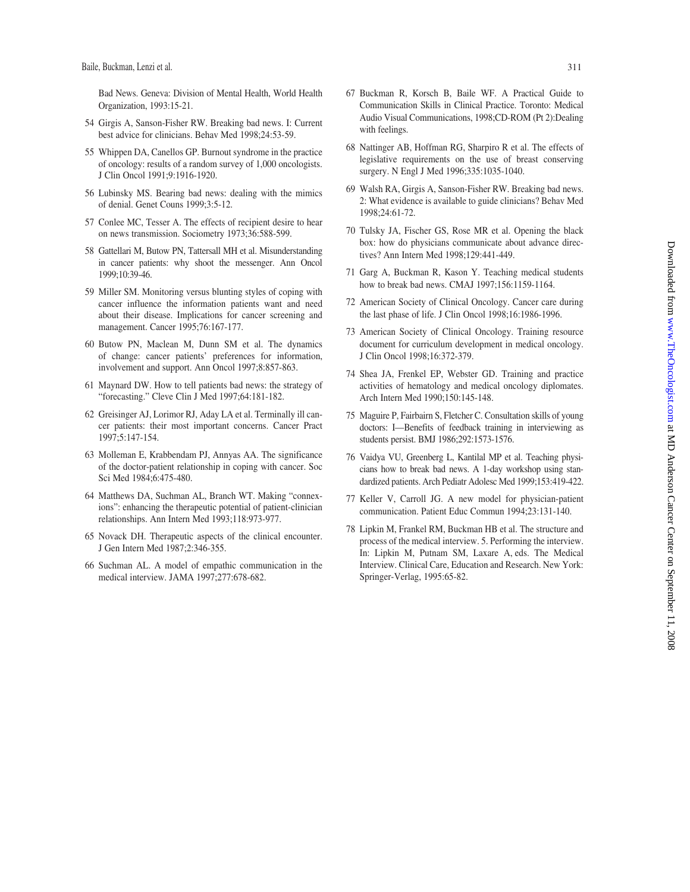Bad News. Geneva: Division of Mental Health, World Health Organization, 1993:15-21.

54 Girgis A, Sanson-Fisher RW. Breaking bad news. I: Current best advice for clinicians. Behav Med 1998;24:53-59.

55 Whippen DA, Canellos GP. Burnout syndrome in the practice of oncology: results of a random survey of 1,000 oncologists. J Clin Oncol 1991;9:1916-1920.

56 Lubinsky MS. Bearing bad news: dealing with the mimics of denial. Genet Couns 1999;3:5-12.

57 Conlee MC, Tesser A. The effects of recipient desire to hear on news transmission. Sociometry 1973;36:588-599.

58 Gattellari M, Butow PN, Tattersall MH et al. Misunderstanding in cancer patients: why shoot the messenger. Ann Oncol 1999;10:39-46.

59 Miller SM. Monitoring versus blunting styles of coping with cancer influence the information patients want and need about their disease. Implications for cancer screening and management. Cancer 1995;76:167-177.

60 Butow PN, Maclean M, Dunn SM et al. The dynamics of change: cancer patients' preferences for information, involvement and support. Ann Oncol 1997;8:857-863.

61 Maynard DW. How to tell patients bad news: the strategy of "forecasting." Cleve Clin J Med 1997;64:181-182.

62 Greisinger AJ, Lorimor RJ, Aday LA et al. Terminally ill cancer patients: their most important concerns. Cancer Pract 1997;5:147-154.

63 Molleman E, Krabbendam PJ, Annyas AA. The significance of the doctor-patient relationship in coping with cancer. Soc Sci Med 1984;6:475-480.

64 Matthews DA, Suchman AL, Branch WT. Making "connexions": enhancing the therapeutic potential of patient-clinician relationships. Ann Intern Med 1993;118:973-977.

65 Novack DH. Therapeutic aspects of the clinical encounter. J Gen Intern Med 1987;2:346-355.

66 Suchman AL. A model of empathic communication in the medical interview. JAMA 1997;277:678-682.

67 Buckman R, Korsch B, Baile WF. A Practical Guide to Communication Skills in Clinical Practice. Toronto: Medical Audio Visual Communications, 1998;CD-ROM (Pt 2):Dealing with feelings.

68 Nattinger AB, Hoffman RG, Sharpiro R et al. The effects of legislative requirements on the use of breast conserving surgery. N Engl J Med 1996;335:1035-1040.

69 Walsh RA, Girgis A, Sanson-Fisher RW. Breaking bad news. 2: What evidence is available to guide clinicians? Behav Med 1998;24:61-72.

70 Tulsky JA, Fischer GS, Rose MR et al. Opening the black box: how do physicians communicate about advance directives? Ann Intern Med 1998;129:441-449.

71 Garg A, Buckman R, Kason Y. Teaching medical students how to break bad news. CMAJ 1997;156:1159-1164.

72 American Society of Clinical Oncology. Cancer care during the last phase of life. J Clin Oncol 1998;16:1986-1996.

73 American Society of Clinical Oncology. Training resource document for curriculum development in medical oncology. J Clin Oncol 1998;16:372-379.

74 Shea JA, Frenkel EP, Webster GD. Training and practice activities of hematology and medical oncology diplomates. Arch Intern Med 1990;150:145-148.

75 Maguire P, Fairbairn S, Fletcher C. Consultation skills of young doctors: I—Benefits of feedback training in interviewing as students persist. BMJ 1986;292:1573-1576.

76 Vaidya VU, Greenberg L, Kantilal MP et al. Teaching physicians how to break bad news. A 1-day workshop using standardized patients. Arch Pediatr Adolesc Med 1999;153:419-422.

77 Keller V, Carroll JG. A new model for physician-patient communication. Patient Educ Commun 1994;23:131-140.

78 Lipkin M, Frankel RM, Buckman HB et al. The structure and process of the medical interview. 5. Performing the interview. In: Lipkin M, Putnam SM, Laxare A, eds. The Medical Interview. Clinical Care, Education and Research. New York: Springer-Verlag, 1995:65-82.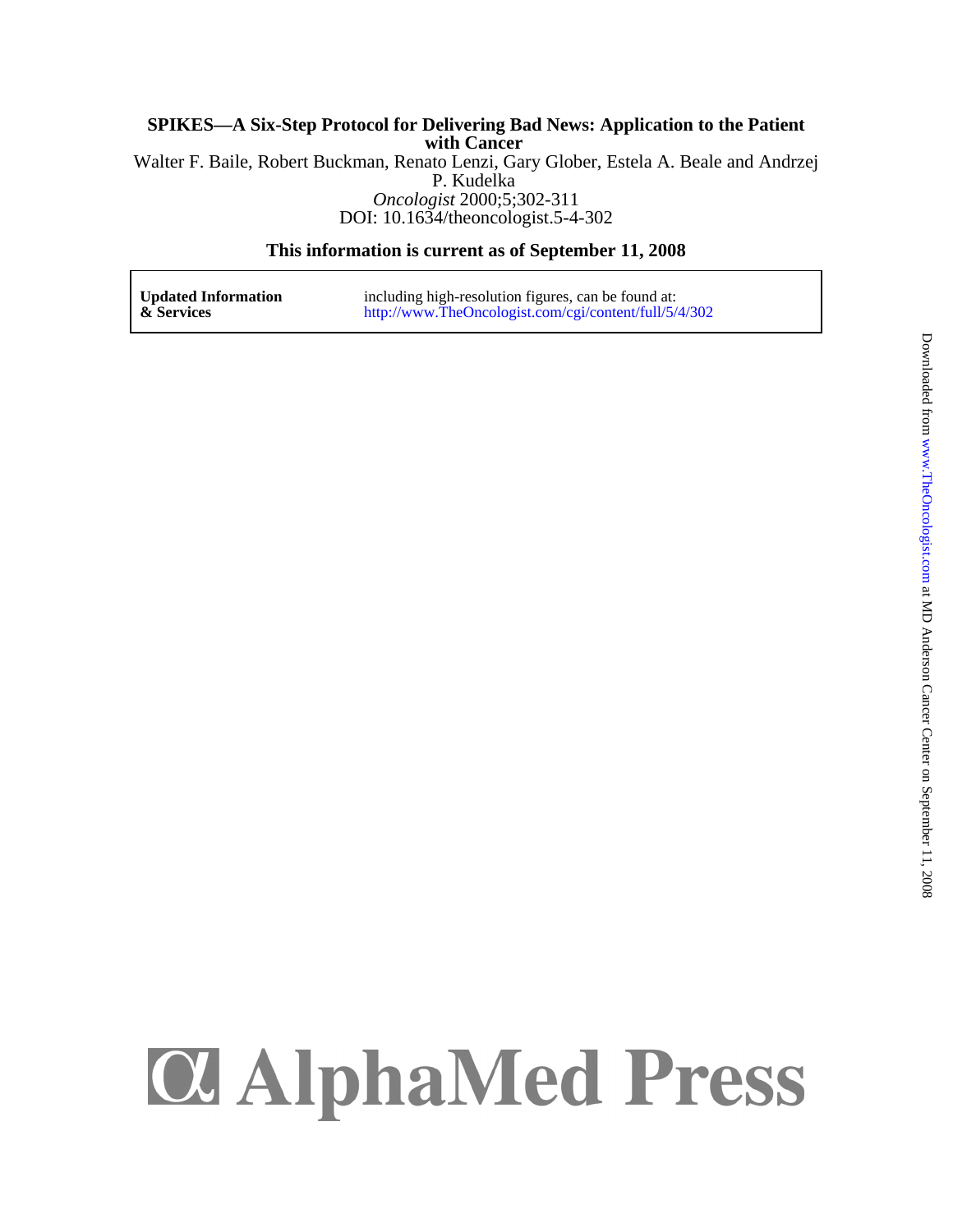**SPIKES—A Six-Step Protocol for Delivering Bad News: Application to the Patient with Cancer**

Walter F. Baile, Robert Buckman, Renato Lenzi, Gary Glober, Estela A. Beale and Andrzej P. Kudelka

*Oncologist* 2000;5;302-311

DOI: 10.1634/theoncologist.5-4-302

**This information is current as of September 11, 2008**

| | |
|---|---|
| **Updated Information & Services** | including high-resolution figures, can be found at: http://www.TheOncologist.com/cgi/content/full/5/4/302 |

Downloaded from www.TheOncologist.com at MD Anderson Cancer Center on September 11, 2008

AlphaMed Press